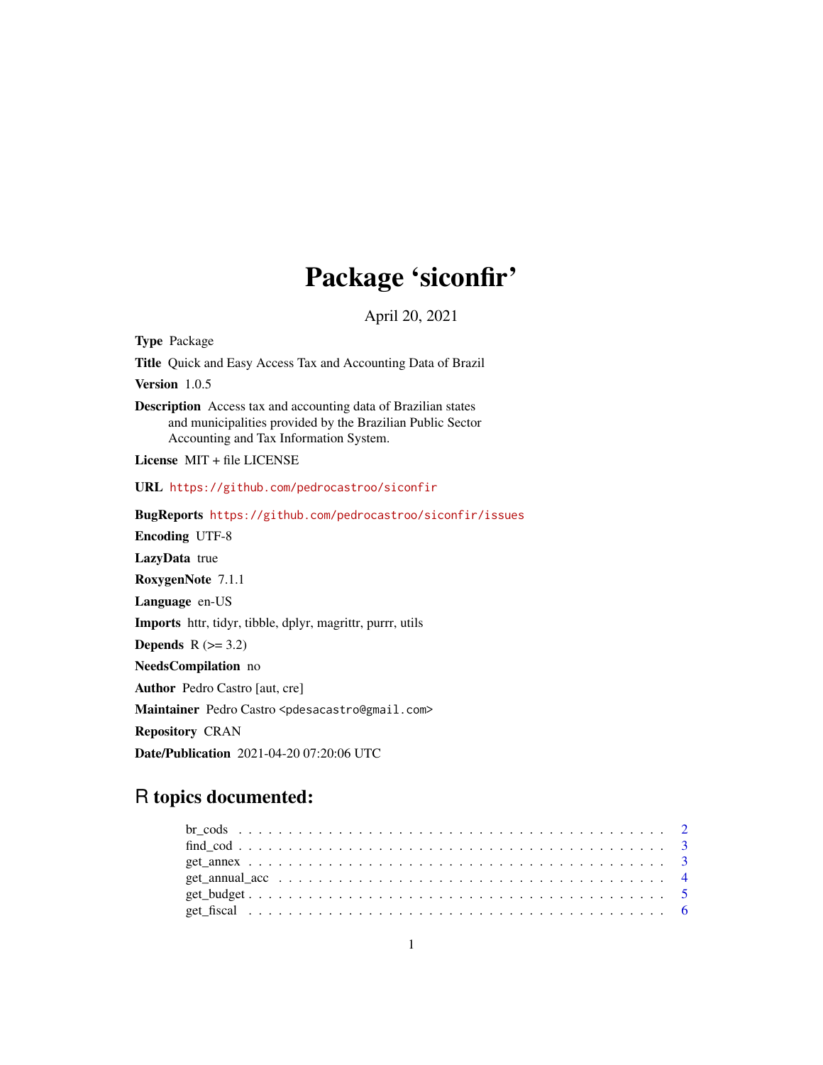# Package 'siconfir'

April 20, 2021

**Type** Package

**Title** Quick and Easy Access Tax and Accounting Data of Brazil

**Version** 1.0.5

**Description** Access tax and accounting data of Brazilian states and municipalities provided by the Brazilian Public Sector Accounting and Tax Information System.

**License** MIT + file LICENSE

**URL** https://github.com/pedrocastroo/siconfir

**BugReports** https://github.com/pedrocastroo/siconfir/issues

**Encoding** UTF-8

**LazyData** true

**RoxygenNote** 7.1.1

**Language** en-US

**Imports** httr, tidyr, tibble, dplyr, magrittr, purrr, utils

**Depends** R (>= 3.2)

**NeedsCompilation** no

**Author** Pedro Castro [aut, cre]

**Maintainer** Pedro Castro <pdesacastro@gmail.com>

**Repository** CRAN

**Date/Publication** 2021-04-20 07:20:06 UTC

## R topics documented:

- br_cods . . . . . . . . . . . . . . . . . . . . . . . . . . . . . . . . . . . . . . . . . 2
- find_cod . . . . . . . . . . . . . . . . . . . . . . . . . . . . . . . . . . . . . . . . . 3
- get_annex . . . . . . . . . . . . . . . . . . . . . . . . . . . . . . . . . . . . . . . . . 3
- get_annual_acc . . . . . . . . . . . . . . . . . . . . . . . . . . . . . . . . . . . . . . 4
- get_budget . . . . . . . . . . . . . . . . . . . . . . . . . . . . . . . . . . . . . . . . 5
- get_fiscal . . . . . . . . . . . . . . . . . . . . . . . . . . . . . . . . . . . . . . . . . 6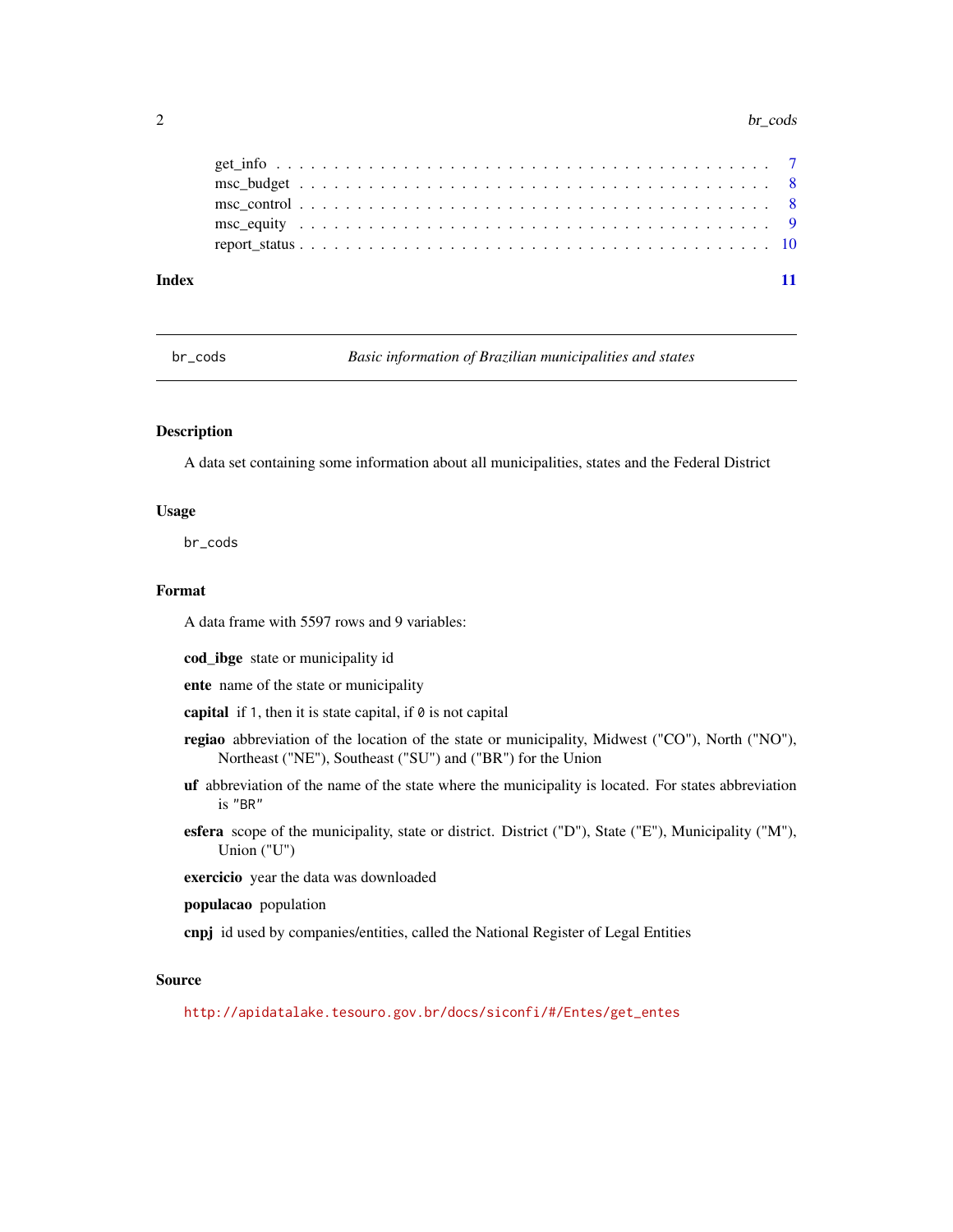get_info . . . . . . . . . . . . . . . . . . . . . . . . . . . . . . . . . . . . . . . . . . 7
msc_budget . . . . . . . . . . . . . . . . . . . . . . . . . . . . . . . . . . . . . . . . 8
msc_control . . . . . . . . . . . . . . . . . . . . . . . . . . . . . . . . . . . . . . . . 8
msc_equity . . . . . . . . . . . . . . . . . . . . . . . . . . . . . . . . . . . . . . . . . 9
report_status . . . . . . . . . . . . . . . . . . . . . . . . . . . . . . . . . . . . . . . 10

**Index** **11**

---

br_cods *Basic information of Brazilian municipalities and states*

---

### Description

A data set containing some information about all municipalities, states and the Federal District

### Usage

```
br_cods
```

### Format

A data frame with 5597 rows and 9 variables:

**cod_ibge** state or municipality id

**ente** name of the state or municipality

**capital** if `1`, then it is state capital, if `0` is not capital

**regiao** abbreviation of the location of the state or municipality, Midwest ("CO"), North ("NO"), Northeast ("NE"), Southeast ("SU") and ("BR") for the Union

**uf** abbreviation of the name of the state where the municipality is located. For states abbreviation is `"BR"`

**esfera** scope of the municipality, state or district. District ("D"), State ("E"), Municipality ("M"), Union ("U")

**exercicio** year the data was downloaded

**populacao** population

**cnpj** id used by companies/entities, called the National Register of Legal Entities

### Source

http://apidatalake.tesouro.gov.br/docs/siconfi/#/Entes/get_entes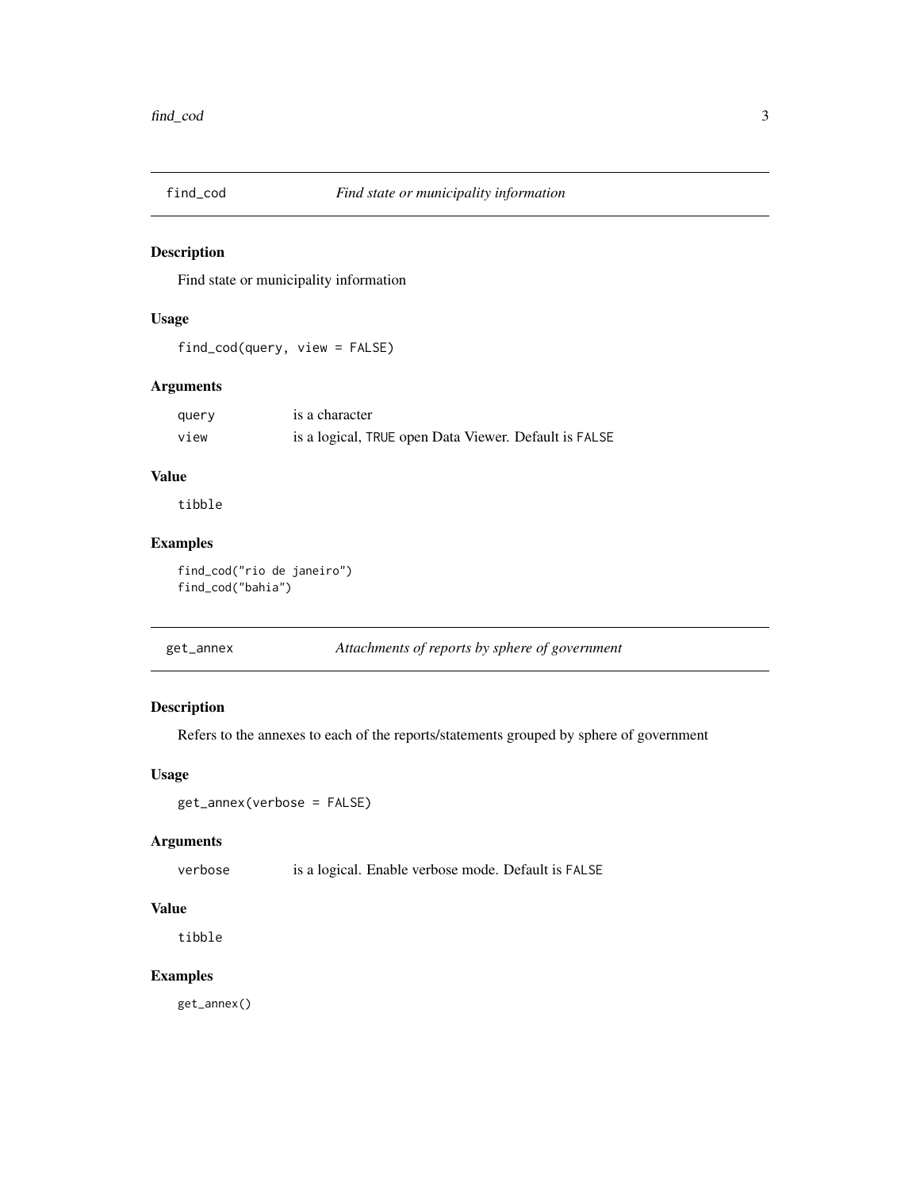## find_cod *Find state or municipality information*

### Description

Find state or municipality information

### Usage

```
find_cod(query, view = FALSE)
```

### Arguments

| | |
|---|---|
| `query` | is a character |
| `view` | is a logical, `TRUE` open Data Viewer. Default is `FALSE` |

### Value

`tibble`

### Examples

```
find_cod("rio de janeiro")
find_cod("bahia")
```

## get_annex *Attachments of reports by sphere of government*

### Description

Refers to the annexes to each of the reports/statements grouped by sphere of government

### Usage

```
get_annex(verbose = FALSE)
```

### Arguments

| | |
|---|---|
| `verbose` | is a logical. Enable verbose mode. Default is `FALSE` |

### Value

`tibble`

### Examples

```
get_annex()
```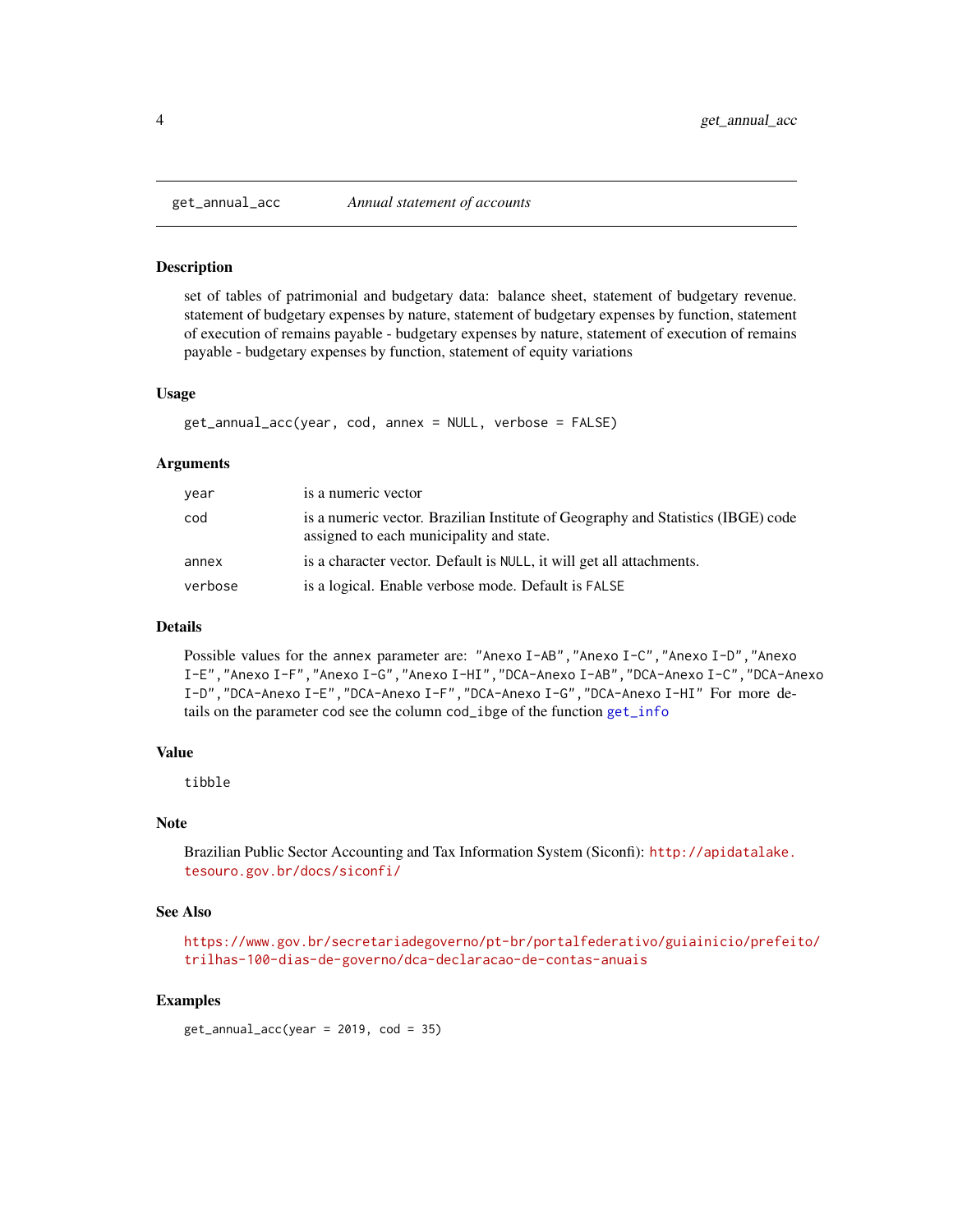get_annual_acc *Annual statement of accounts*

## Description

set of tables of patrimonial and budgetary data: balance sheet, statement of budgetary revenue. statement of budgetary expenses by nature, statement of budgetary expenses by function, statement of execution of remains payable - budgetary expenses by nature, statement of execution of remains payable - budgetary expenses by function, statement of equity variations

## Usage

```
get_annual_acc(year, cod, annex = NULL, verbose = FALSE)
```

## Arguments

| | |
|---|---|
| year | is a numeric vector |
| cod | is a numeric vector. Brazilian Institute of Geography and Statistics (IBGE) code assigned to each municipality and state. |
| annex | is a character vector. Default is NULL, it will get all attachments. |
| verbose | is a logical. Enable verbose mode. Default is FALSE |

## Details

Possible values for the annex parameter are: "Anexo I-AB","Anexo I-C","Anexo I-D","Anexo I-E","Anexo I-F","Anexo I-G","Anexo I-HI","DCA-Anexo I-AB","DCA-Anexo I-C","DCA-Anexo I-D","DCA-Anexo I-E","DCA-Anexo I-F","DCA-Anexo I-G","DCA-Anexo I-HI" For more details on the parameter cod see the column cod_ibge of the function get_info

## Value

tibble

## Note

Brazilian Public Sector Accounting and Tax Information System (Siconfi): http://apidatalake.tesouro.gov.br/docs/siconfi/

## See Also

https://www.gov.br/secretariadegoverno/pt-br/portalfederativo/guiainicio/prefeito/trilhas-100-dias-de-governo/dca-declaracao-de-contas-anuais

## Examples

```
get_annual_acc(year = 2019, cod = 35)
```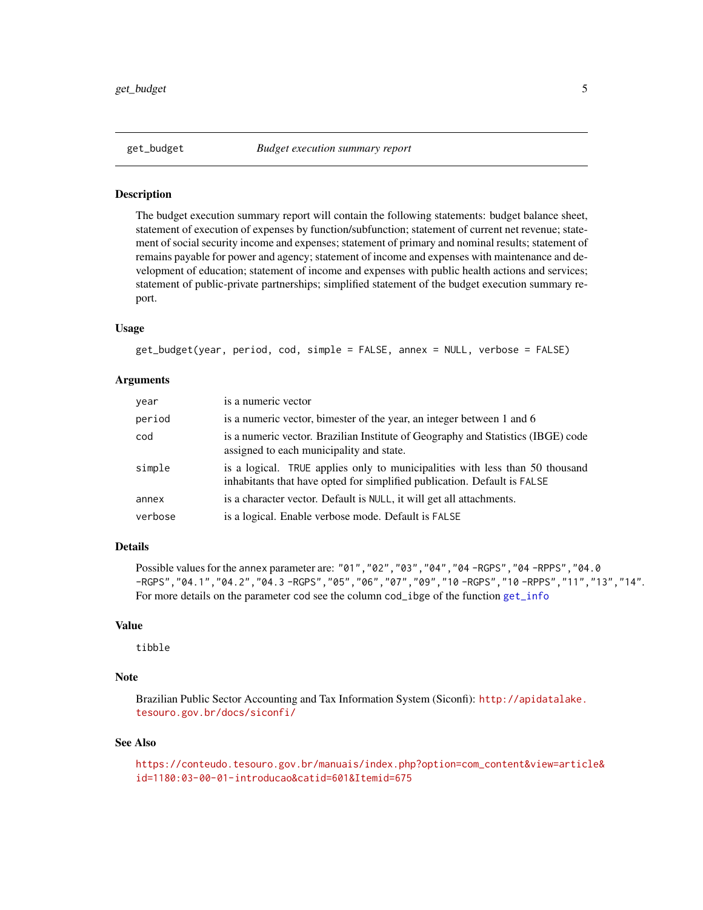## get_budget — *Budget execution summary report*

### Description

The budget execution summary report will contain the following statements: budget balance sheet, statement of execution of expenses by function/subfunction; statement of current net revenue; statement of social security income and expenses; statement of primary and nominal results; statement of remains payable for power and agency; statement of income and expenses with maintenance and development of education; statement of income and expenses with public health actions and services; statement of public-private partnerships; simplified statement of the budget execution summary report.

### Usage

```
get_budget(year, period, cod, simple = FALSE, annex = NULL, verbose = FALSE)
```

### Arguments

| | |
|---|---|
| `year` | is a numeric vector |
| `period` | is a numeric vector, bimester of the year, an integer between 1 and 6 |
| `cod` | is a numeric vector. Brazilian Institute of Geography and Statistics (IBGE) code assigned to each municipality and state. |
| `simple` | is a logical. `TRUE` applies only to municipalities with less than 50 thousand inhabitants that have opted for simplified publication. Default is `FALSE` |
| `annex` | is a character vector. Default is `NULL`, it will get all attachments. |
| `verbose` | is a logical. Enable verbose mode. Default is `FALSE` |

### Details

Possible values for the annex parameter are: `"01"`, `"02"`, `"03"`, `"04"`, `"04 -RGPS"`, `"04 -RPPS"`, `"04.0 -RGPS"`, `"04.1"`, `"04.2"`, `"04.3 -RGPS"`, `"05"`, `"06"`, `"07"`, `"09"`, `"10 -RGPS"`, `"10 -RPPS"`, `"11"`, `"13"`, `"14"`. For more details on the parameter cod see the column `cod_ibge` of the function `get_info`

### Value

tibble

### Note

Brazilian Public Sector Accounting and Tax Information System (Siconfi): http://apidatalake.tesouro.gov.br/docs/siconfi/

### See Also

https://conteudo.tesouro.gov.br/manuais/index.php?option=com_content&view=article&id=1180:03-00-01-introducao&catid=601&Itemid=675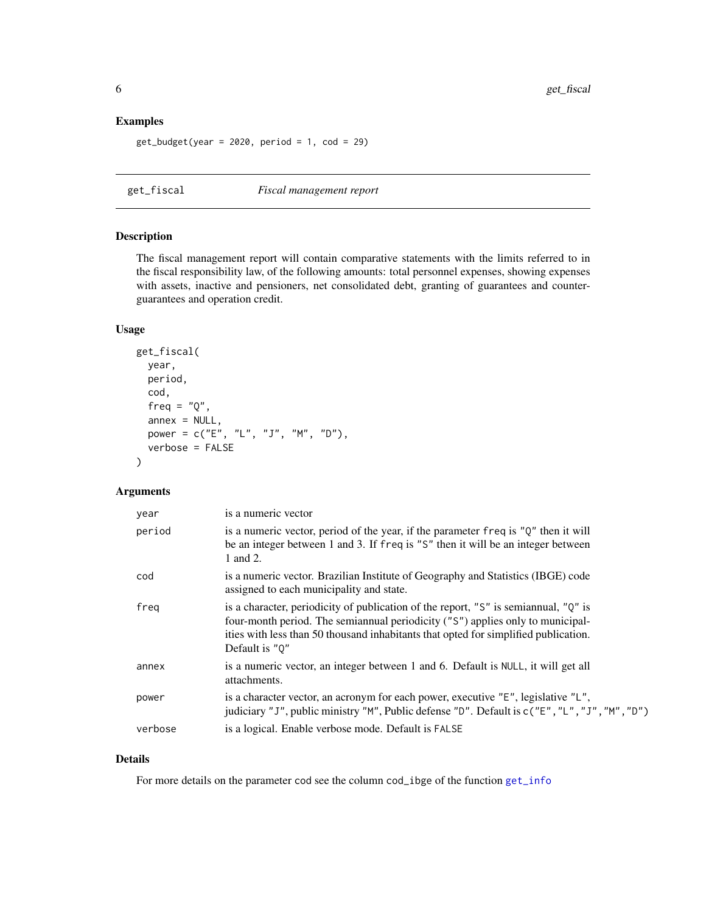## Examples

```
get_budget(year = 2020, period = 1, cod = 29)
```

---

# get_fiscal — *Fiscal management report*

## Description

The fiscal management report will contain comparative statements with the limits referred to in the fiscal responsibility law, of the following amounts: total personnel expenses, showing expenses with assets, inactive and pensioners, net consolidated debt, granting of guarantees and counter-guarantees and operation credit.

## Usage

```
get_fiscal(
  year,
  period,
  cod,
  freq = "Q",
  annex = NULL,
  power = c("E", "L", "J", "M", "D"),
  verbose = FALSE
)
```

## Arguments

| Argument | Description |
|---|---|
| `year` | is a numeric vector |
| `period` | is a numeric vector, period of the year, if the parameter `freq` is `"Q"` then it will be an integer between 1 and 3. If `freq` is `"S"` then it will be an integer between 1 and 2. |
| `cod` | is a numeric vector. Brazilian Institute of Geography and Statistics (IBGE) code assigned to each municipality and state. |
| `freq` | is a character, periodicity of publication of the report, `"S"` is semiannual, `"Q"` is four-month period. The semiannual periodicity (`"S"`) applies only to municipalities with less than 50 thousand inhabitants that opted for simplified publication. Default is `"Q"` |
| `annex` | is a numeric vector, an integer between 1 and 6. Default is `NULL`, it will get all attachments. |
| `power` | is a character vector, an acronym for each power, executive `"E"`, legislative `"L"`, judiciary `"J"`, public ministry `"M"`, Public defense `"D"`. Default is `c("E","L","J","M","D")` |
| `verbose` | is a logical. Enable verbose mode. Default is `FALSE` |

## Details

For more details on the parameter `cod` see the column `cod_ibge` of the function `get_info`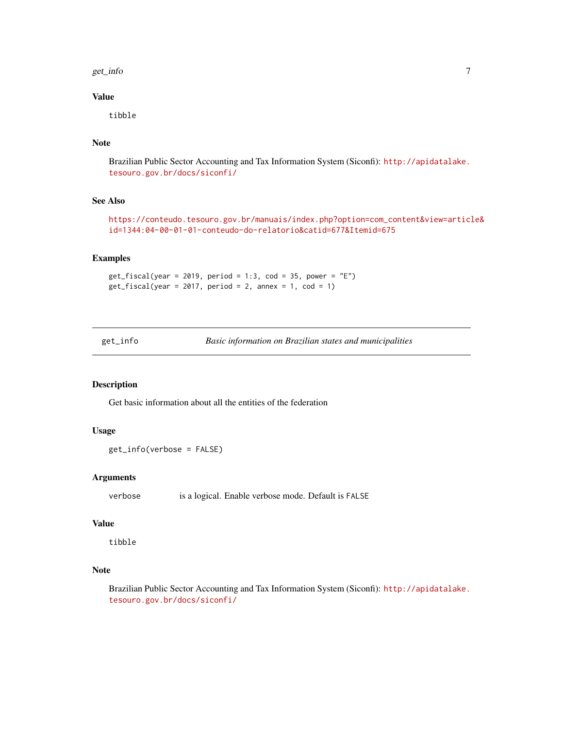### Value

tibble

### Note

Brazilian Public Sector Accounting and Tax Information System (Siconfi): http://apidatalake.tesouro.gov.br/docs/siconfi/

### See Also

https://conteudo.tesouro.gov.br/manuais/index.php?option=com_content&view=article&id=1344:04-00-01-01-conteudo-do-relatorio&catid=677&Itemid=675

### Examples

```
get_fiscal(year = 2019, period = 1:3, cod = 35, power = "E")
get_fiscal(year = 2017, period = 2, annex = 1, cod = 1)
```

---

## get_info — *Basic information on Brazilian states and municipalities*

### Description

Get basic information about all the entities of the federation

### Usage

```
get_info(verbose = FALSE)
```

### Arguments

| | |
|---|---|
| verbose | is a logical. Enable verbose mode. Default is FALSE |

### Value

tibble

### Note

Brazilian Public Sector Accounting and Tax Information System (Siconfi): http://apidatalake.tesouro.gov.br/docs/siconfi/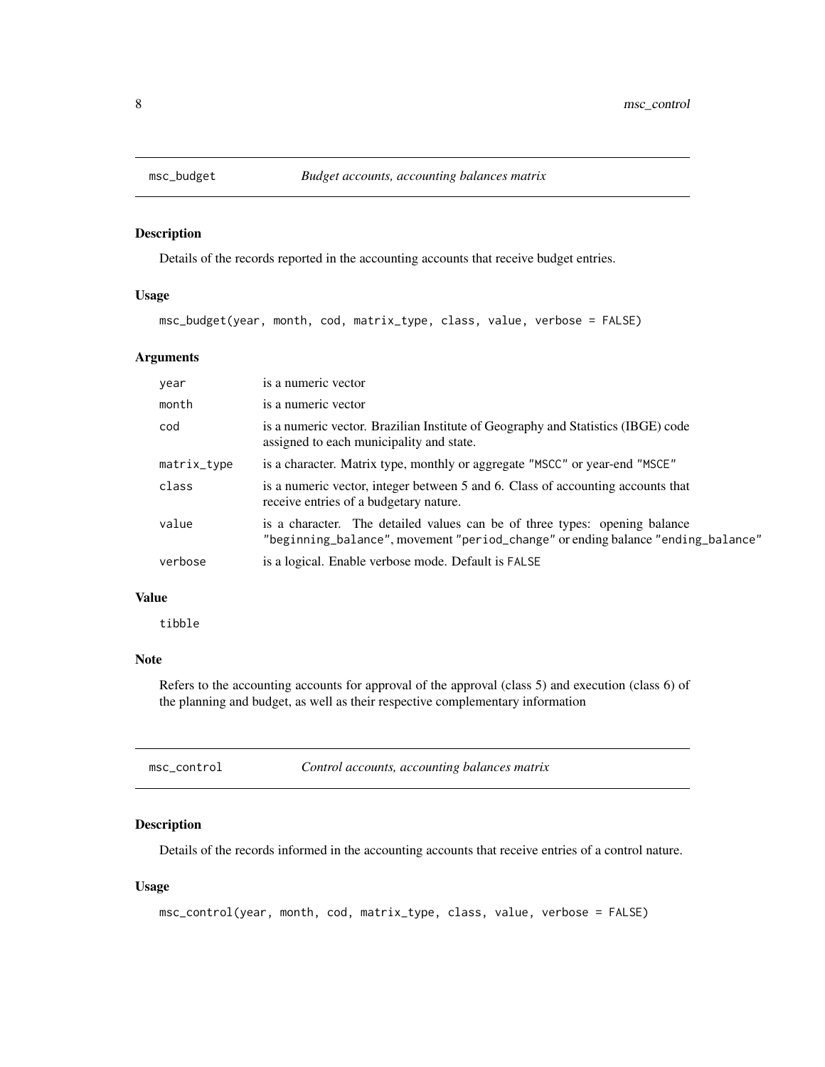## msc_budget *Budget accounts, accounting balances matrix*

### Description

Details of the records reported in the accounting accounts that receive budget entries.

### Usage

```
msc_budget(year, month, cod, matrix_type, class, value, verbose = FALSE)
```

### Arguments

| | |
|---|---|
| year | is a numeric vector |
| month | is a numeric vector |
| cod | is a numeric vector. Brazilian Institute of Geography and Statistics (IBGE) code assigned to each municipality and state. |
| matrix_type | is a character. Matrix type, monthly or aggregate "MSCC" or year-end "MSCE" |
| class | is a numeric vector, integer between 5 and 6. Class of accounting accounts that receive entries of a budgetary nature. |
| value | is a character. The detailed values can be of three types: opening balance "beginning_balance", movement "period_change" or ending balance "ending_balance" |
| verbose | is a logical. Enable verbose mode. Default is FALSE |

### Value

tibble

### Note

Refers to the accounting accounts for approval of the approval (class 5) and execution (class 6) of the planning and budget, as well as their respective complementary information

## msc_control *Control accounts, accounting balances matrix*

### Description

Details of the records informed in the accounting accounts that receive entries of a control nature.

### Usage

```
msc_control(year, month, cod, matrix_type, class, value, verbose = FALSE)
```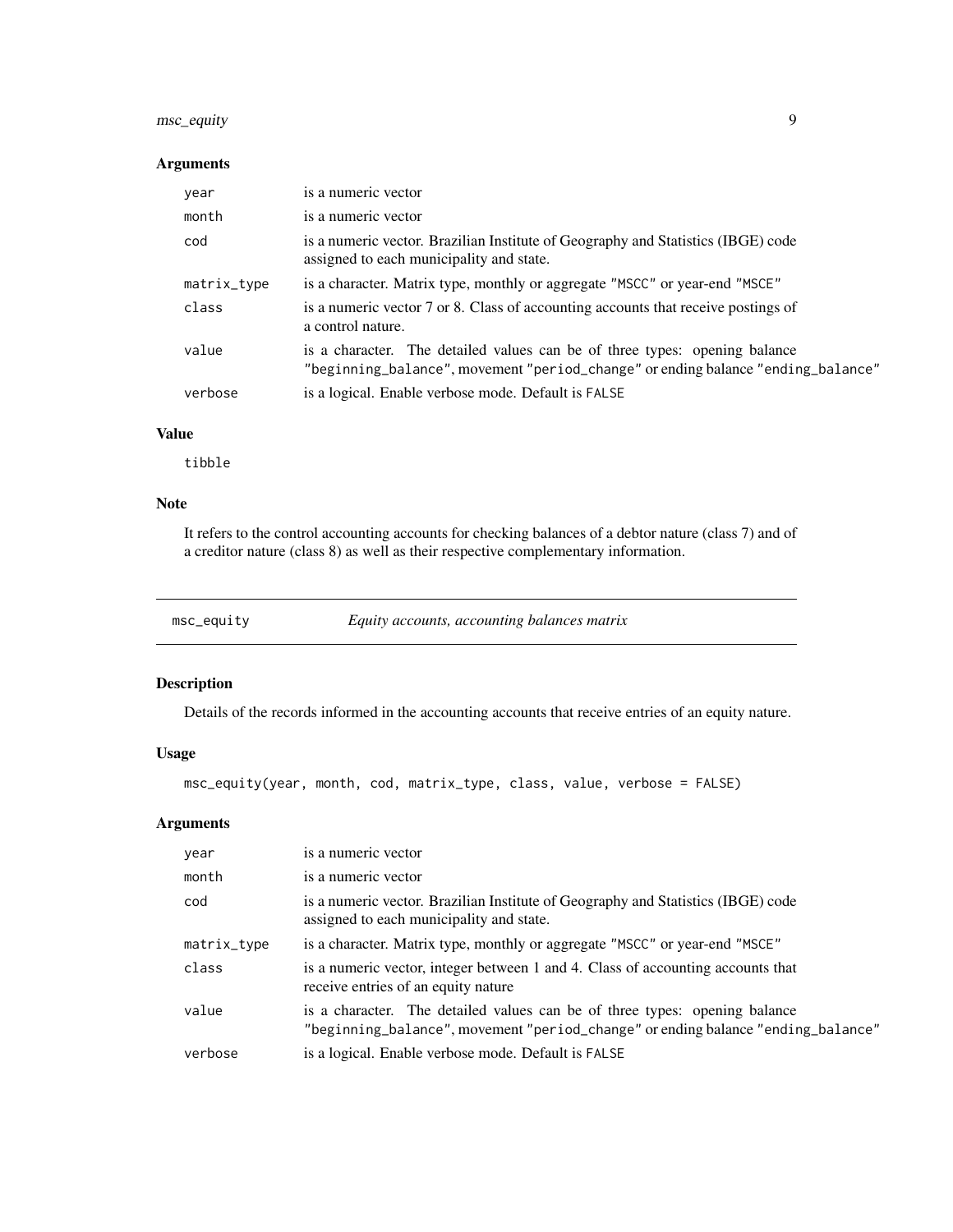## Arguments

| | |
|---|---|
| year | is a numeric vector |
| month | is a numeric vector |
| cod | is a numeric vector. Brazilian Institute of Geography and Statistics (IBGE) code assigned to each municipality and state. |
| matrix_type | is a character. Matrix type, monthly or aggregate "MSCC" or year-end "MSCE" |
| class | is a numeric vector 7 or 8. Class of accounting accounts that receive postings of a control nature. |
| value | is a character. The detailed values can be of three types: opening balance "beginning_balance", movement "period_change" or ending balance "ending_balance" |
| verbose | is a logical. Enable verbose mode. Default is FALSE |

## Value

tibble

## Note

It refers to the control accounting accounts for checking balances of a debtor nature (class 7) and of a creditor nature (class 8) as well as their respective complementary information.

---

# msc_equity — *Equity accounts, accounting balances matrix*

## Description

Details of the records informed in the accounting accounts that receive entries of an equity nature.

## Usage

```
msc_equity(year, month, cod, matrix_type, class, value, verbose = FALSE)
```

## Arguments

| | |
|---|---|
| year | is a numeric vector |
| month | is a numeric vector |
| cod | is a numeric vector. Brazilian Institute of Geography and Statistics (IBGE) code assigned to each municipality and state. |
| matrix_type | is a character. Matrix type, monthly or aggregate "MSCC" or year-end "MSCE" |
| class | is a numeric vector, integer between 1 and 4. Class of accounting accounts that receive entries of an equity nature |
| value | is a character. The detailed values can be of three types: opening balance "beginning_balance", movement "period_change" or ending balance "ending_balance" |
| verbose | is a logical. Enable verbose mode. Default is FALSE |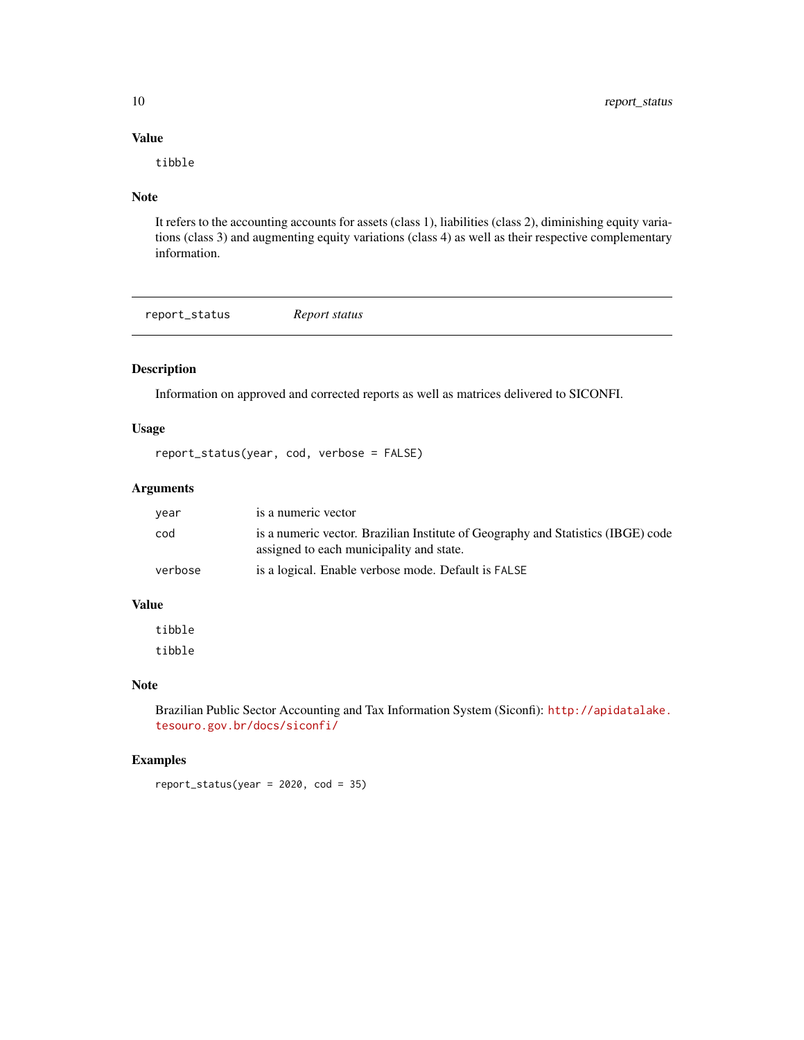## Value

`tibble`

## Note

It refers to the accounting accounts for assets (class 1), liabilities (class 2), diminishing equity variations (class 3) and augmenting equity variations (class 4) as well as their respective complementary information.

---

# `report_status` *Report status*

## Description

Information on approved and corrected reports as well as matrices delivered to SICONFI.

## Usage

```
report_status(year, cod, verbose = FALSE)
```

## Arguments

| | |
|---|---|
| `year` | is a numeric vector |
| `cod` | is a numeric vector. Brazilian Institute of Geography and Statistics (IBGE) code assigned to each municipality and state. |
| `verbose` | is a logical. Enable verbose mode. Default is `FALSE` |

## Value

`tibble`

`tibble`

## Note

Brazilian Public Sector Accounting and Tax Information System (Siconfi): http://apidatalake.tesouro.gov.br/docs/siconfi/

## Examples

```
report_status(year = 2020, cod = 35)
```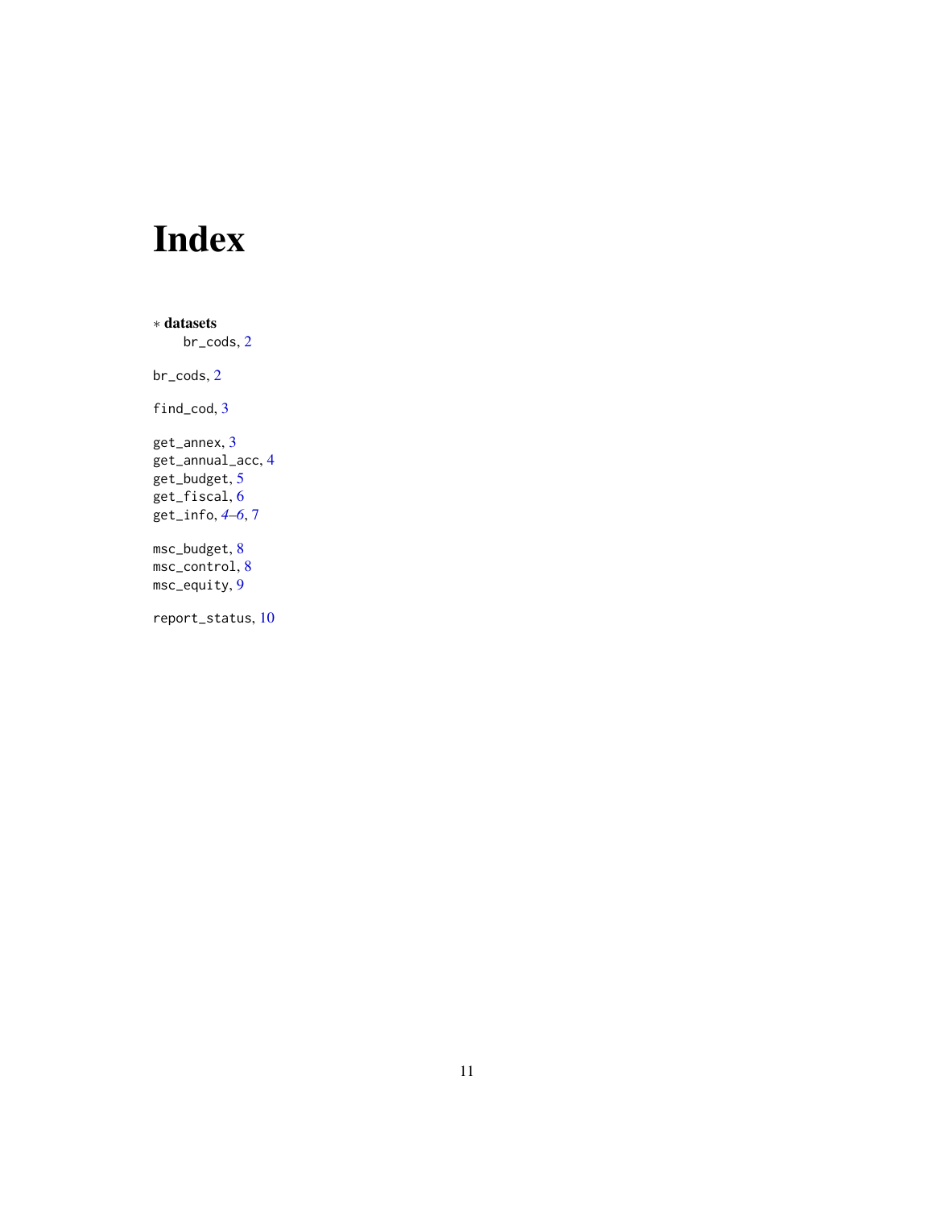# Index

∗ **datasets**
    br_cods, 2

br_cods, 2

find_cod, 3

get_annex, 3
get_annual_acc, 4
get_budget, 5
get_fiscal, 6
get_info, *4–6*, 7

msc_budget, 8
msc_control, 8
msc_equity, 9

report_status, 10